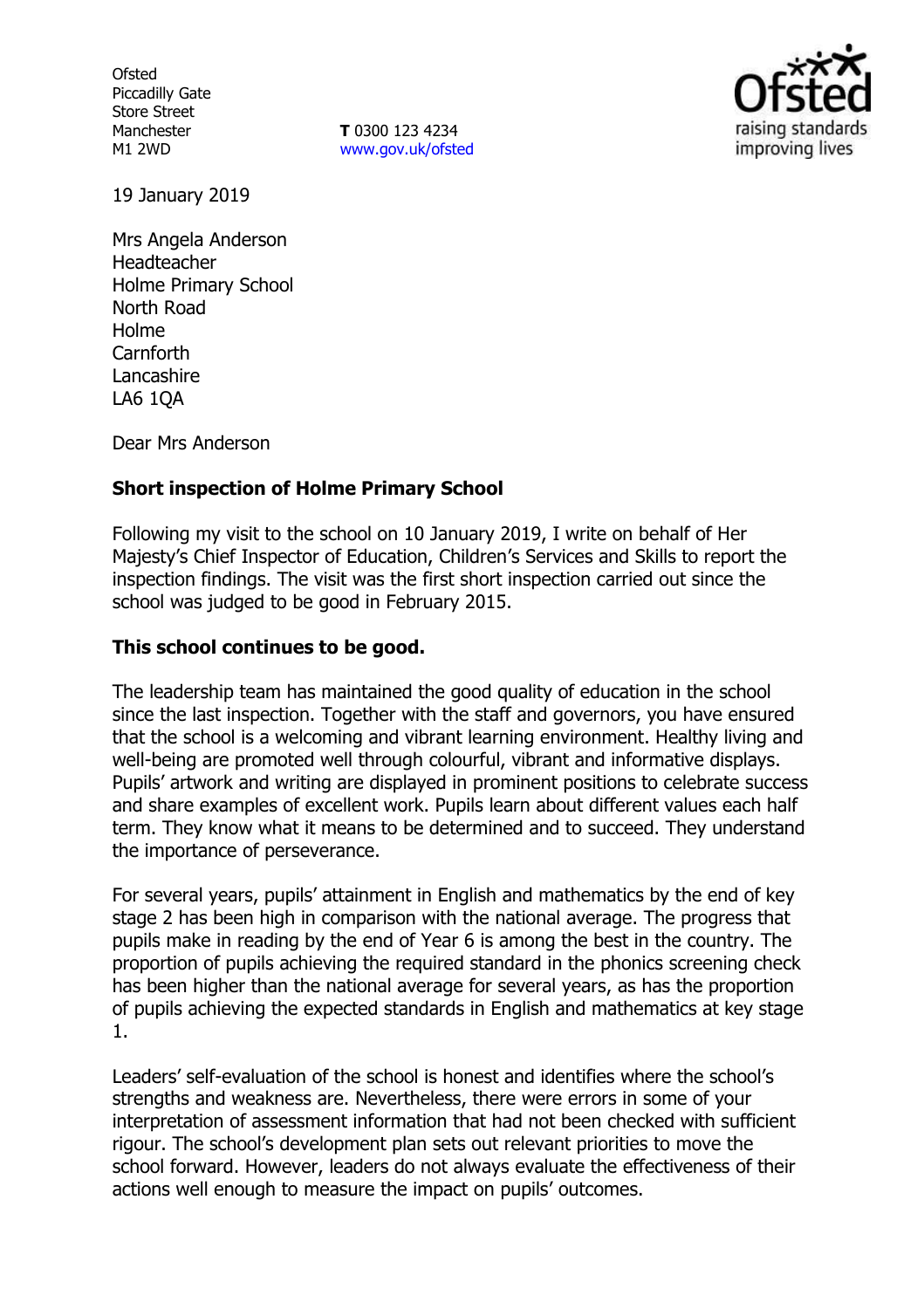Ofsted
Piccadilly Gate
Store Street
Manchester
M1 2WD

**T** 0300 123 4234
www.gov.uk/ofsted

19 January 2019

Mrs Angela Anderson
Headteacher
Holme Primary School
North Road
Holme
Carnforth
Lancashire
LA6 1QA

Dear Mrs Anderson

**Short inspection of Holme Primary School**

Following my visit to the school on 10 January 2019, I write on behalf of Her Majesty's Chief Inspector of Education, Children's Services and Skills to report the inspection findings. The visit was the first short inspection carried out since the school was judged to be good in February 2015.

**This school continues to be good.**

The leadership team has maintained the good quality of education in the school since the last inspection. Together with the staff and governors, you have ensured that the school is a welcoming and vibrant learning environment. Healthy living and well-being are promoted well through colourful, vibrant and informative displays. Pupils' artwork and writing are displayed in prominent positions to celebrate success and share examples of excellent work. Pupils learn about different values each half term. They know what it means to be determined and to succeed. They understand the importance of perseverance.

For several years, pupils' attainment in English and mathematics by the end of key stage 2 has been high in comparison with the national average. The progress that pupils make in reading by the end of Year 6 is among the best in the country. The proportion of pupils achieving the required standard in the phonics screening check has been higher than the national average for several years, as has the proportion of pupils achieving the expected standards in English and mathematics at key stage 1.

Leaders' self-evaluation of the school is honest and identifies where the school's strengths and weakness are. Nevertheless, there were errors in some of your interpretation of assessment information that had not been checked with sufficient rigour. The school's development plan sets out relevant priorities to move the school forward. However, leaders do not always evaluate the effectiveness of their actions well enough to measure the impact on pupils' outcomes.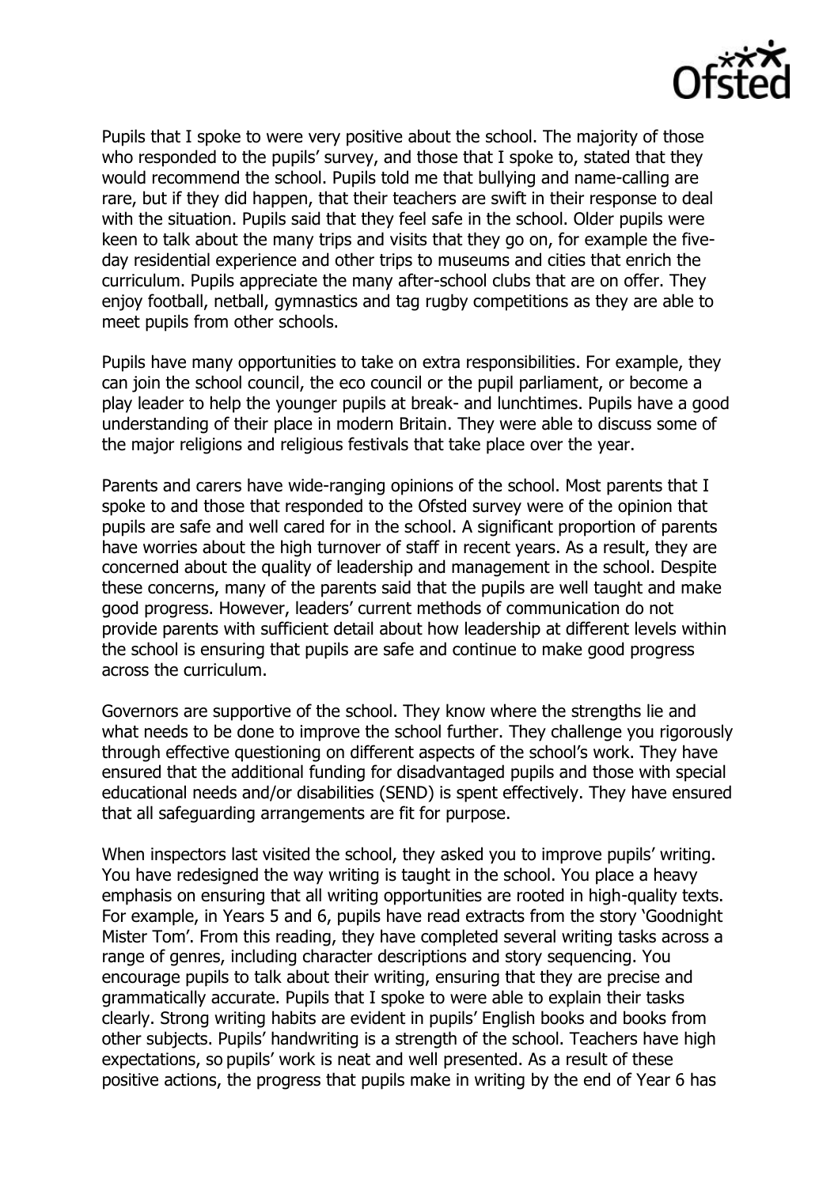Pupils that I spoke to were very positive about the school. The majority of those who responded to the pupils' survey, and those that I spoke to, stated that they would recommend the school. Pupils told me that bullying and name-calling are rare, but if they did happen, that their teachers are swift in their response to deal with the situation. Pupils said that they feel safe in the school. Older pupils were keen to talk about the many trips and visits that they go on, for example the five-day residential experience and other trips to museums and cities that enrich the curriculum. Pupils appreciate the many after-school clubs that are on offer. They enjoy football, netball, gymnastics and tag rugby competitions as they are able to meet pupils from other schools.

Pupils have many opportunities to take on extra responsibilities. For example, they can join the school council, the eco council or the pupil parliament, or become a play leader to help the younger pupils at break- and lunchtimes. Pupils have a good understanding of their place in modern Britain. They were able to discuss some of the major religions and religious festivals that take place over the year.

Parents and carers have wide-ranging opinions of the school. Most parents that I spoke to and those that responded to the Ofsted survey were of the opinion that pupils are safe and well cared for in the school. A significant proportion of parents have worries about the high turnover of staff in recent years. As a result, they are concerned about the quality of leadership and management in the school. Despite these concerns, many of the parents said that the pupils are well taught and make good progress. However, leaders' current methods of communication do not provide parents with sufficient detail about how leadership at different levels within the school is ensuring that pupils are safe and continue to make good progress across the curriculum.

Governors are supportive of the school. They know where the strengths lie and what needs to be done to improve the school further. They challenge you rigorously through effective questioning on different aspects of the school's work. They have ensured that the additional funding for disadvantaged pupils and those with special educational needs and/or disabilities (SEND) is spent effectively. They have ensured that all safeguarding arrangements are fit for purpose.

When inspectors last visited the school, they asked you to improve pupils' writing. You have redesigned the way writing is taught in the school. You place a heavy emphasis on ensuring that all writing opportunities are rooted in high-quality texts. For example, in Years 5 and 6, pupils have read extracts from the story 'Goodnight Mister Tom'. From this reading, they have completed several writing tasks across a range of genres, including character descriptions and story sequencing. You encourage pupils to talk about their writing, ensuring that they are precise and grammatically accurate. Pupils that I spoke to were able to explain their tasks clearly. Strong writing habits are evident in pupils' English books and books from other subjects. Pupils' handwriting is a strength of the school. Teachers have high expectations, so pupils' work is neat and well presented. As a result of these positive actions, the progress that pupils make in writing by the end of Year 6 has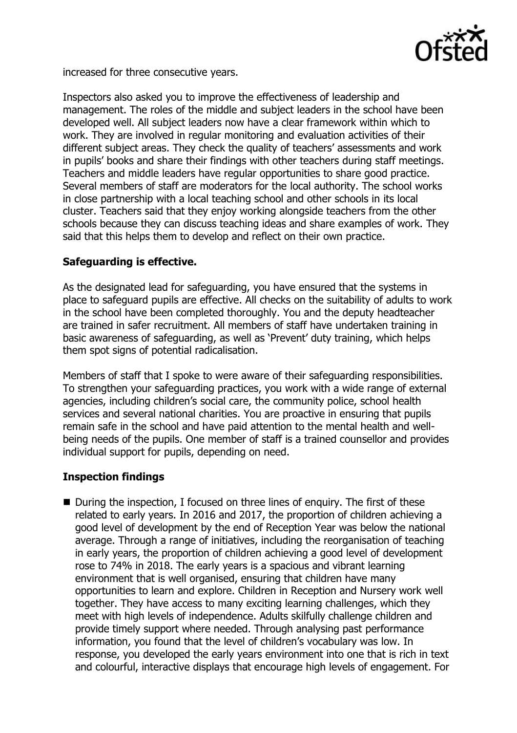increased for three consecutive years.

Inspectors also asked you to improve the effectiveness of leadership and management. The roles of the middle and subject leaders in the school have been developed well. All subject leaders now have a clear framework within which to work. They are involved in regular monitoring and evaluation activities of their different subject areas. They check the quality of teachers' assessments and work in pupils' books and share their findings with other teachers during staff meetings. Teachers and middle leaders have regular opportunities to share good practice. Several members of staff are moderators for the local authority. The school works in close partnership with a local teaching school and other schools in its local cluster. Teachers said that they enjoy working alongside teachers from the other schools because they can discuss teaching ideas and share examples of work. They said that this helps them to develop and reflect on their own practice.

**Safeguarding is effective.**

As the designated lead for safeguarding, you have ensured that the systems in place to safeguard pupils are effective. All checks on the suitability of adults to work in the school have been completed thoroughly. You and the deputy headteacher are trained in safer recruitment. All members of staff have undertaken training in basic awareness of safeguarding, as well as 'Prevent' duty training, which helps them spot signs of potential radicalisation.

Members of staff that I spoke to were aware of their safeguarding responsibilities. To strengthen your safeguarding practices, you work with a wide range of external agencies, including children's social care, the community police, school health services and several national charities. You are proactive in ensuring that pupils remain safe in the school and have paid attention to the mental health and well-being needs of the pupils. One member of staff is a trained counsellor and provides individual support for pupils, depending on need.

**Inspection findings**

- During the inspection, I focused on three lines of enquiry. The first of these related to early years. In 2016 and 2017, the proportion of children achieving a good level of development by the end of Reception Year was below the national average. Through a range of initiatives, including the reorganisation of teaching in early years, the proportion of children achieving a good level of development rose to 74% in 2018. The early years is a spacious and vibrant learning environment that is well organised, ensuring that children have many opportunities to learn and explore. Children in Reception and Nursery work well together. They have access to many exciting learning challenges, which they meet with high levels of independence. Adults skilfully challenge children and provide timely support where needed. Through analysing past performance information, you found that the level of children's vocabulary was low. In response, you developed the early years environment into one that is rich in text and colourful, interactive displays that encourage high levels of engagement. For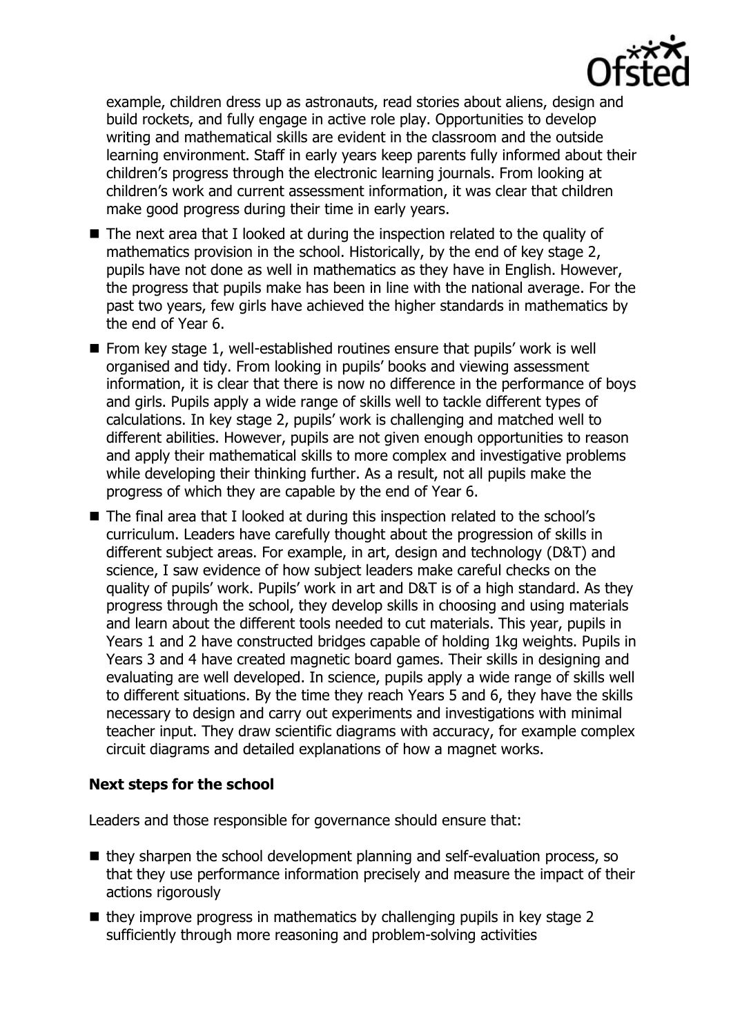example, children dress up as astronauts, read stories about aliens, design and build rockets, and fully engage in active role play. Opportunities to develop writing and mathematical skills are evident in the classroom and the outside learning environment. Staff in early years keep parents fully informed about their children's progress through the electronic learning journals. From looking at children's work and current assessment information, it was clear that children make good progress during their time in early years.

- The next area that I looked at during the inspection related to the quality of mathematics provision in the school. Historically, by the end of key stage 2, pupils have not done as well in mathematics as they have in English. However, the progress that pupils make has been in line with the national average. For the past two years, few girls have achieved the higher standards in mathematics by the end of Year 6.
- From key stage 1, well-established routines ensure that pupils' work is well organised and tidy. From looking in pupils' books and viewing assessment information, it is clear that there is now no difference in the performance of boys and girls. Pupils apply a wide range of skills well to tackle different types of calculations. In key stage 2, pupils' work is challenging and matched well to different abilities. However, pupils are not given enough opportunities to reason and apply their mathematical skills to more complex and investigative problems while developing their thinking further. As a result, not all pupils make the progress of which they are capable by the end of Year 6.
- The final area that I looked at during this inspection related to the school's curriculum. Leaders have carefully thought about the progression of skills in different subject areas. For example, in art, design and technology (D&T) and science, I saw evidence of how subject leaders make careful checks on the quality of pupils' work. Pupils' work in art and D&T is of a high standard. As they progress through the school, they develop skills in choosing and using materials and learn about the different tools needed to cut materials. This year, pupils in Years 1 and 2 have constructed bridges capable of holding 1kg weights. Pupils in Years 3 and 4 have created magnetic board games. Their skills in designing and evaluating are well developed. In science, pupils apply a wide range of skills well to different situations. By the time they reach Years 5 and 6, they have the skills necessary to design and carry out experiments and investigations with minimal teacher input. They draw scientific diagrams with accuracy, for example complex circuit diagrams and detailed explanations of how a magnet works.

### Next steps for the school

Leaders and those responsible for governance should ensure that:

- they sharpen the school development planning and self-evaluation process, so that they use performance information precisely and measure the impact of their actions rigorously
- they improve progress in mathematics by challenging pupils in key stage 2 sufficiently through more reasoning and problem-solving activities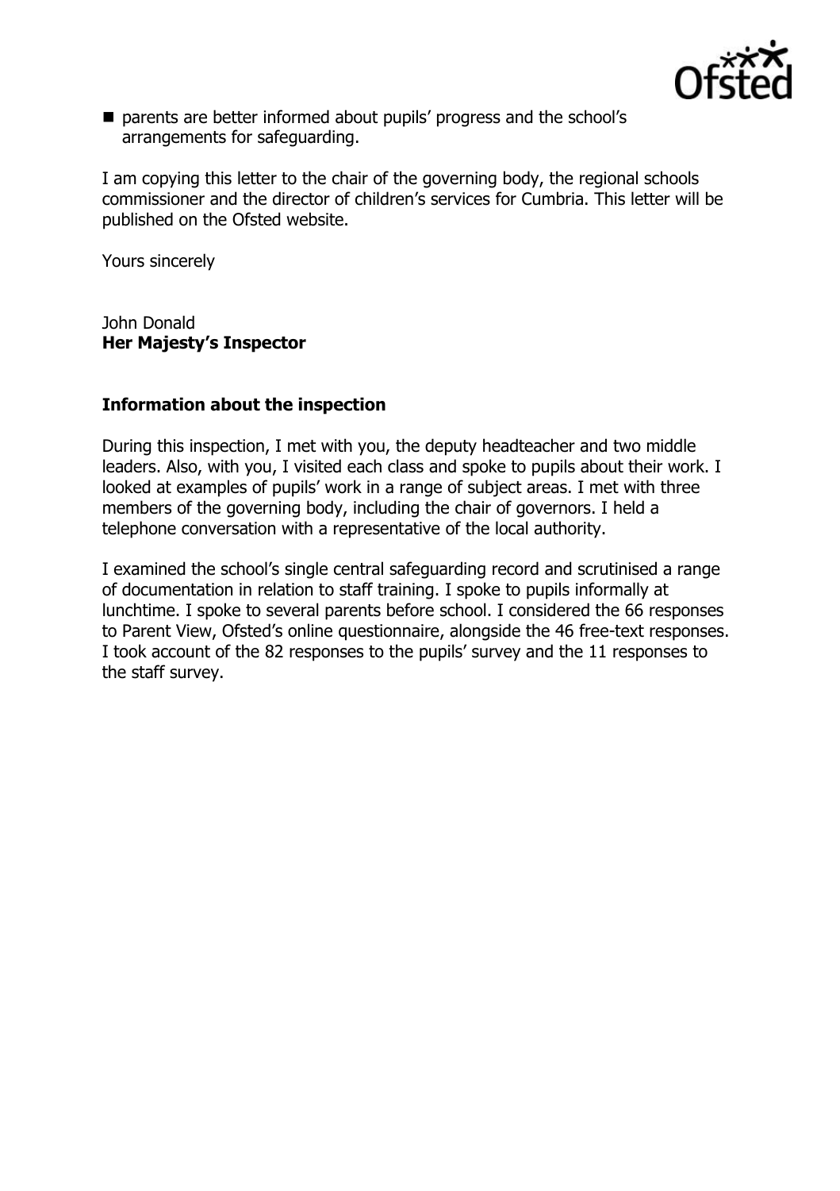- parents are better informed about pupils' progress and the school's arrangements for safeguarding.

I am copying this letter to the chair of the governing body, the regional schools commissioner and the director of children's services for Cumbria. This letter will be published on the Ofsted website.

Yours sincerely

John Donald
**Her Majesty's Inspector**

### Information about the inspection

During this inspection, I met with you, the deputy headteacher and two middle leaders. Also, with you, I visited each class and spoke to pupils about their work. I looked at examples of pupils' work in a range of subject areas. I met with three members of the governing body, including the chair of governors. I held a telephone conversation with a representative of the local authority.

I examined the school's single central safeguarding record and scrutinised a range of documentation in relation to staff training. I spoke to pupils informally at lunchtime. I spoke to several parents before school. I considered the 66 responses to Parent View, Ofsted's online questionnaire, alongside the 46 free-text responses. I took account of the 82 responses to the pupils' survey and the 11 responses to the staff survey.